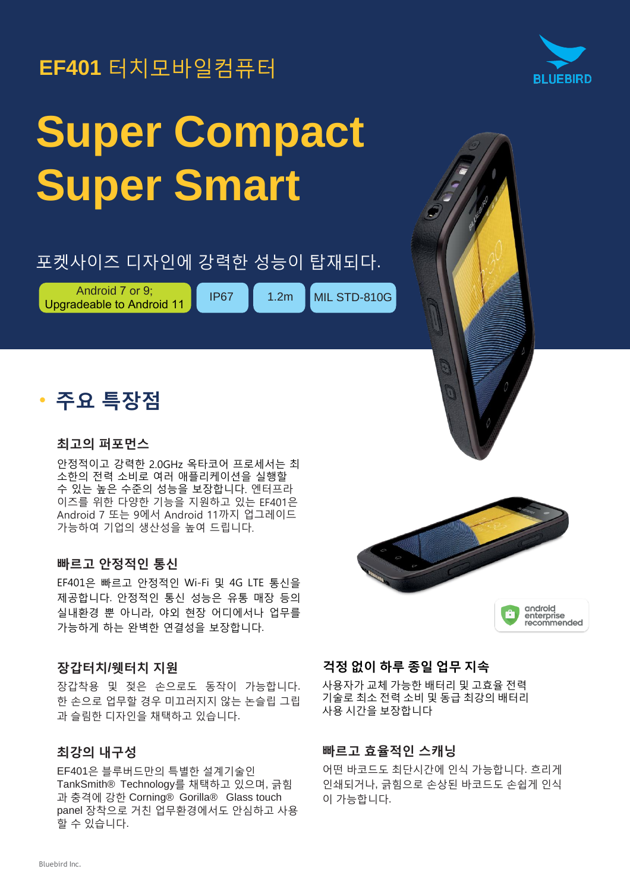# EF401 터치모바일컴퓨터

BLUEBIRD

# Super Compact Super Smart

포켓사이즈 디자인에 강력한 성능이 탑재되다.

Android 7 or 9; Upgradeable to Android 11 | IP67 | 1.2m | MIL STD-810G

## 주요 특장점

### 최고의 퍼포먼스

안정적이고 강력한 2.0GHz 옥타코어 프로세서는 최소한의 전력 소비로 여러 애플리케이션을 실행할 수 있는 높은 수준의 성능을 보장합니다. 엔터프라이즈를 위한 다양한 기능을 지원하고 있는 EF401은 Android 7 또는 9에서 Android 11까지 업그레이드 가능하여 기업의 생산성을 높여 드립니다.

### 빠르고 안정적인 통신

EF401은 빠르고 안정적인 Wi-Fi 및 4G LTE 통신을 제공합니다. 안정적인 통신 성능은 유통 매장 등의 실내환경 뿐 아니라, 야외 현장 어디에서나 업무를 가능하게 하는 완벽한 연결성을 보장합니다.

### 장갑터치/웻터치 지원

장갑착용 및 젖은 손으로도 동작이 가능합니다. 한 손으로 업무할 경우 미끄러지지 않는 논슬립 그립과 슬림한 디자인을 채택하고 있습니다.

### 최강의 내구성

EF401은 블루버드만의 특별한 설계기술인 TankSmith® Technology를 채택하고 있으며, 긁힘과 충격에 강한 Corning® Gorilla® Glass touch panel 장착으로 거친 업무환경에서도 안심하고 사용할 수 있습니다.

android enterprise recommended

### 걱정 없이 하루 종일 업무 지속

사용자가 교체 가능한 배터리 및 고효율 전력 기술로 최소 전력 소비 및 동급 최강의 배터리 사용 시간을 보장합니다

### 빠르고 효율적인 스캐닝

어떤 바코드도 최단시간에 인식 가능합니다. 흐리게 인쇄되거나, 긁힘으로 손상된 바코드도 손쉽게 인식이 가능합니다.

Bluebird Inc.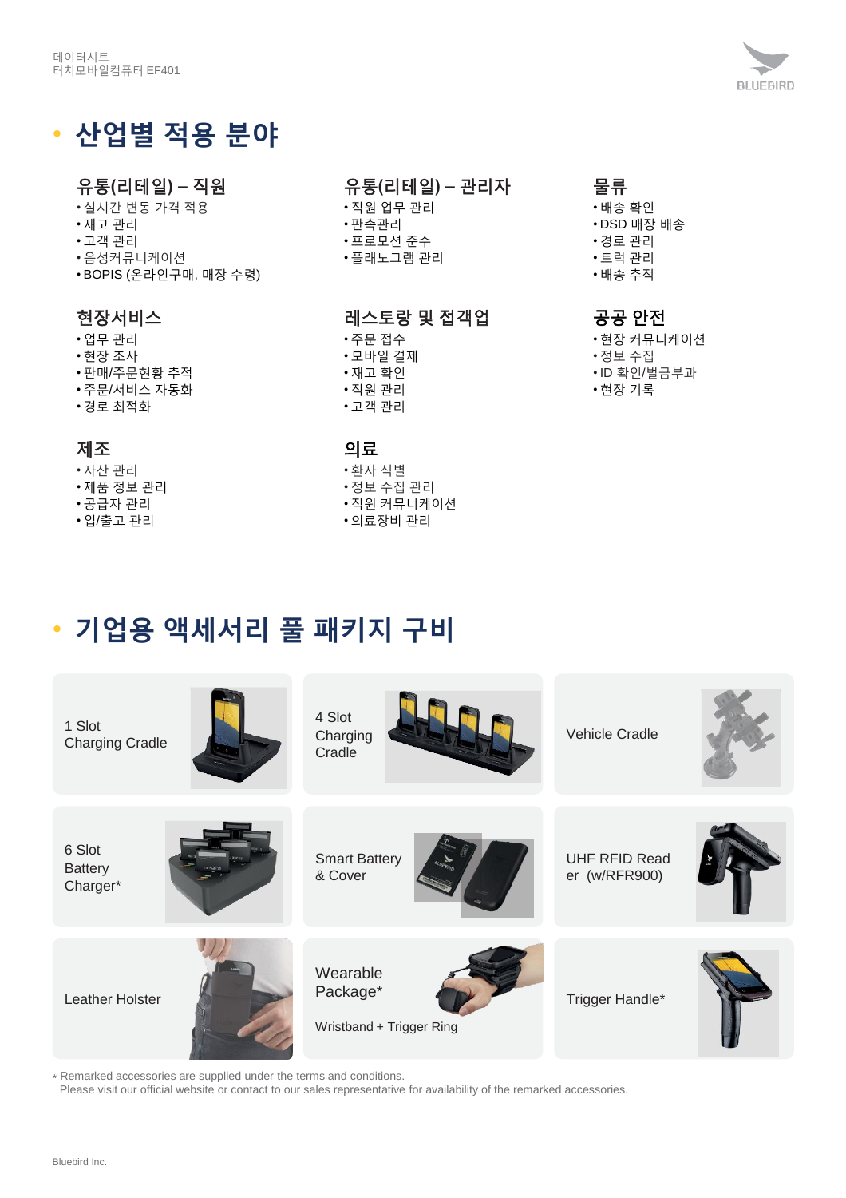# 산업별 적용 분야

### 유통(리테일) – 직원
- 실시간 변동 가격 적용
- 재고 관리
- 고객 관리
- 음성커뮤니케이션
- BOPIS (온라인구매, 매장 수령)

### 유통(리테일) – 관리자
- 직원 업무 관리
- 판촉관리
- 프로모션 준수
- 플래노그램 관리

### 물류
- 배송 확인
- DSD 매장 배송
- 경로 관리
- 트럭 관리
- 배송 추적

### 현장서비스
- 업무 관리
- 현장 조사
- 판매/주문현황 추적
- 주문/서비스 자동화
- 경로 최적화

### 레스토랑 및 접객업
- 주문 접수
- 모바일 결제
- 재고 확인
- 직원 관리
- 고객 관리

### 공공 안전
- 현장 커뮤니케이션
- 정보 수집
- ID 확인/벌금부과
- 현장 기록

### 제조
- 자산 관리
- 제품 정보 관리
- 공급자 관리
- 입/출고 관리

### 의료
- 환자 식별
- 정보 수집 관리
- 직원 커뮤니케이션
- 의료장비 관리

# 기업용 액세서리 풀 패키지 구비

- 1 Slot Charging Cradle
- 4 Slot Charging Cradle
- Vehicle Cradle
- 6 Slot Battery Charger*
- Smart Battery & Cover
- UHF RFID Reader (w/RFR900)
- Leather Holster
- Wearable Package* — Wristband + Trigger Ring
- Trigger Handle*

* Remarked accessories are supplied under the terms and conditions.
Please visit our official website or contact to our sales representative for availability of the remarked accessories.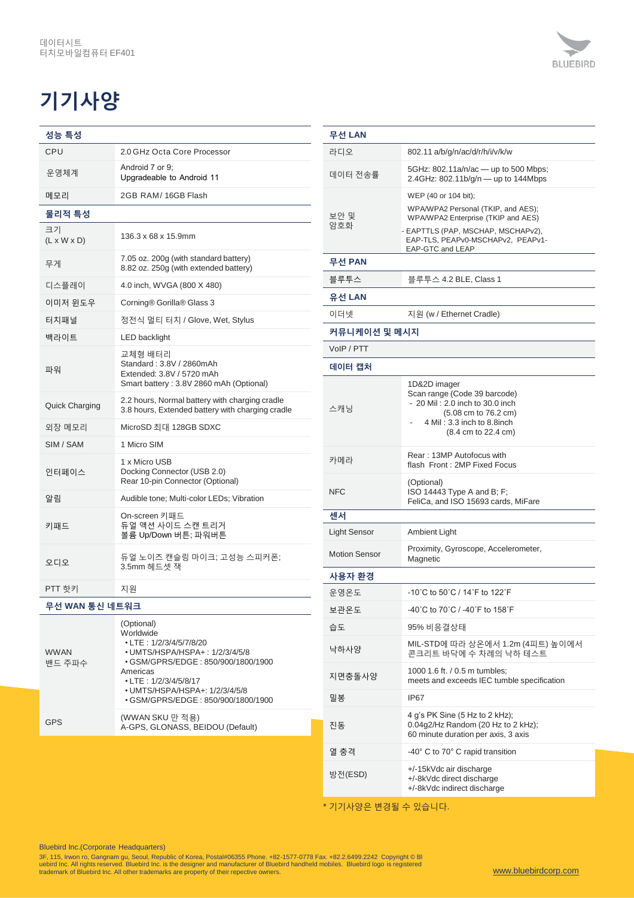데이터시트
터치모바일컴퓨터 EF401

# 기기사양

| 성능 특성 | |
|---|---|
| CPU | 2.0 GHz Octa Core Processor |
| 운영체계 | Android 7 or 9; Upgradeable to Android 11 |
| 메모리 | 2GB RAM/ 16GB Flash |
| **물리적 특성** | |
| 크기 (L x W x D) | 136.3 x 68 x 15.9mm |
| 무게 | 7.05 oz. 200g (with standard battery)<br>8.82 oz. 250g (with extended battery) |
| 디스플레이 | 4.0 inch, WVGA (800 X 480) |
| 이미저 윈도우 | Corning® Gorilla® Glass 3 |
| 터치패널 | 정전식 멀티 터치 / Glove, Wet, Stylus |
| 백라이트 | LED backlight |
| 파워 | 교체형 배터리<br>Standard : 3.8V / 2860mAh<br>Extended: 3.8V / 5720 mAh<br>Smart battery : 3.8V 2860 mAh (Optional) |
| Quick Charging | 2.2 hours, Normal battery with charging cradle<br>3.8 hours, Extended battery with charging cradle |
| 외장 메모리 | MicroSD 최대 128GB SDXC |
| SIM / SAM | 1 Micro SIM |
| 인터페이스 | 1 x Micro USB<br>Docking Connector (USB 2.0)<br>Rear 10-pin Connector (Optional) |
| 알림 | Audible tone; Multi-color LEDs; Vibration |
| 키패드 | On-screen 키패드<br>듀얼 액션 사이드 스캔 트리거<br>볼륨 Up/Down 버튼; 파워버튼 |
| 오디오 | 듀얼 노이즈 캔슬링 마이크; 고성능 스피커폰;<br>3.5mm 헤드셋 잭 |
| PTT 핫키 | 지원 |
| **무선 WAN 통신 네트워크** | |
| WWAN 밴드 주파수 | (Optional)<br>Worldwide<br>• LTE : 1/2/3/4/5/7/8/20<br>• UMTS/HSPA/HSPA+ : 1/2/3/4/5/8<br>• GSM/GPRS/EDGE : 850/900/1800/1900<br>Americas<br>• LTE : 1/2/3/4/5/8/17<br>• UMTS/HSPA/HSPA+: 1/2/3/4/5/8<br>• GSM/GPRS/EDGE : 850/900/1800/1900 |
| GPS | (WWAN SKU 만 적용)<br>A-GPS, GLONASS, BEIDOU (Default) |

| 무선 LAN | |
|---|---|
| 라디오 | 802.11 a/b/g/n/ac/d/r/h/i/v/k/w |
| 데이터 전송률 | 5GHz: 802.11a/n/ac — up to 500 Mbps;<br>2.4GHz: 802.11b/g/n — up to 144Mbps |
| 보안 및 암호화 | WEP (40 or 104 bit);<br>WPA/WPA2 Personal (TKIP, and AES);<br>WPA/WPA2 Enterprise (TKIP and AES)<br>- EAPTTLS (PAP, MSCHAP, MSCHAPv2), EAP-TLS, PEAPv0-MSCHAPv2, PEAPv1-EAP-GTC and LEAP |
| **무선 PAN** | |
| 블루투스 | 블루투스 4.2 BLE, Class 1 |
| **유선 LAN** | |
| 이더넷 | 지원 (w / Ethernet Cradle) |
| **커뮤니케이션 및 메시지** | |
| VoIP / PTT | |
| **데이터 캡처** | |
| 스캐닝 | 1D&2D imager<br>Scan range (Code 39 barcode)<br>- 20 Mil : 2.0 inch to 30.0 inch (5.08 cm to 76.2 cm)<br>- 4 Mil : 3.3 inch to 8.8inch (8.4 cm to 22.4 cm) |
| 카메라 | Rear : 13MP Autofocus with flash Front : 2MP Fixed Focus |
| NFC | (Optional)<br>ISO 14443 Type A and B; F;<br>FeliCa, and ISO 15693 cards, MiFare |
| **센서** | |
| Light Sensor | Ambient Light |
| Motion Sensor | Proximity, Gyroscope, Accelerometer, Magnetic |
| **사용자 환경** | |
| 운영온도 | -10˚C to 50˚C / 14˚F to 122˚F |
| 보관온도 | -40˚C to 70˚C / -40˚F to 158˚F |
| 습도 | 95% 비응결상태 |
| 낙하사양 | MIL-STD에 따라 상온에서 1.2m (4피트) 높이에서 콘크리트 바닥에 수 차례의 낙하 테스트 |
| 지면충돌사양 | 1000 1.6 ft. / 0.5 m tumbles;<br>meets and exceeds IEC tumble specification |
| 밀봉 | IP67 |
| 진동 | 4 g's PK Sine (5 Hz to 2 kHz);<br>0.04g2/Hz Random (20 Hz to 2 kHz);<br>60 minute duration per axis, 3 axis |
| 열 충격 | -40° C to 70° C rapid transition |
| 방전(ESD) | +/-15kVdc air discharge<br>+/-8kVdc direct discharge<br>+/-8kVdc indirect discharge |

* 기기사양은 변경될 수 있습니다.

Bluebird Inc.(Corporate Headquarters)
3F, 115, Irwon ro, Gangnam gu, Seoul, Republic of Korea, Postal#06355 Phone. +82-1577-0778 Fax. +82.2.6499.2242 Copyright © Bluebird Inc. All rights reserved. Bluebird Inc. is the designer and manufacturer of Bluebird handheld mobiles. Bluebird logo is registered trademark of Bluebird Inc. All other trademarks are property of their repective owners.

www.bluebirdcorp.com